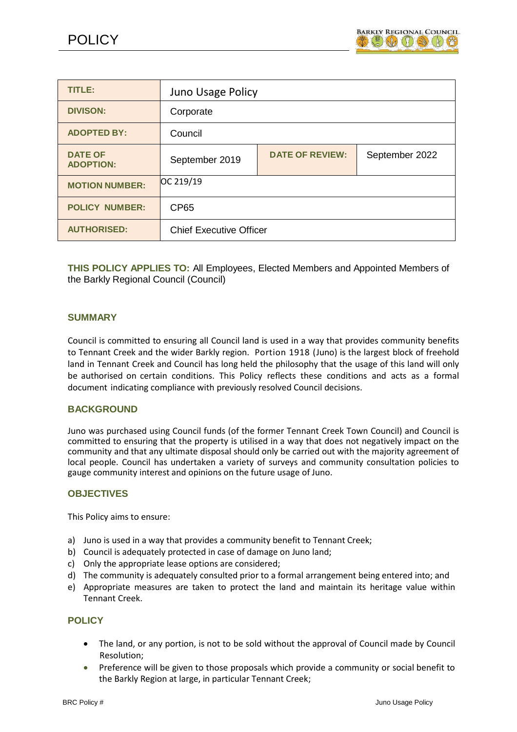# POLICY

| TITLE: | Juno Usage Policy | | |
|---|---|---|---|
| DIVISON: | Corporate | | |
| ADOPTED BY: | Council | | |
| DATE OF ADOPTION: | September 2019 | DATE OF REVIEW: | September 2022 |
| MOTION NUMBER: | OC 219/19 | | |
| POLICY NUMBER: | CP65 | | |
| AUTHORISED: | Chief Executive Officer | | |

**THIS POLICY APPLIES TO:** All Employees, Elected Members and Appointed Members of the Barkly Regional Council (Council)

## SUMMARY

Council is committed to ensuring all Council land is used in a way that provides community benefits to Tennant Creek and the wider Barkly region. Portion 1918 (Juno) is the largest block of freehold land in Tennant Creek and Council has long held the philosophy that the usage of this land will only be authorised on certain conditions. This Policy reflects these conditions and acts as a formal document indicating compliance with previously resolved Council decisions.

## BACKGROUND

Juno was purchased using Council funds (of the former Tennant Creek Town Council) and Council is committed to ensuring that the property is utilised in a way that does not negatively impact on the community and that any ultimate disposal should only be carried out with the majority agreement of local people. Council has undertaken a variety of surveys and community consultation policies to gauge community interest and opinions on the future usage of Juno.

## OBJECTIVES

This Policy aims to ensure:

a) Juno is used in a way that provides a community benefit to Tennant Creek;
b) Council is adequately protected in case of damage on Juno land;
c) Only the appropriate lease options are considered;
d) The community is adequately consulted prior to a formal arrangement being entered into; and
e) Appropriate measures are taken to protect the land and maintain its heritage value within Tennant Creek.

## POLICY

- The land, or any portion, is not to be sold without the approval of Council made by Council Resolution;
- Preference will be given to those proposals which provide a community or social benefit to the Barkly Region at large, in particular Tennant Creek;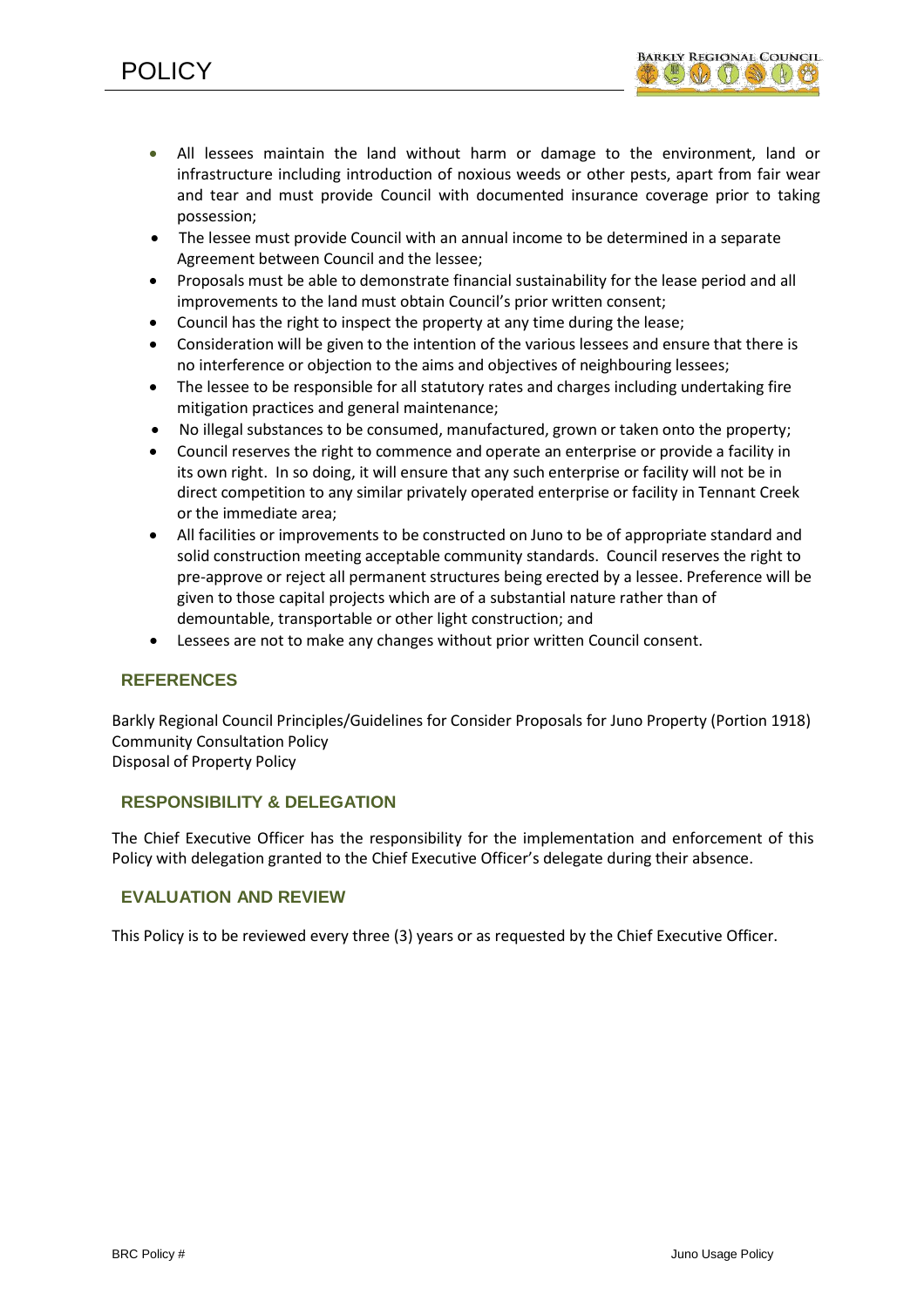- All lessees maintain the land without harm or damage to the environment, land or infrastructure including introduction of noxious weeds or other pests, apart from fair wear and tear and must provide Council with documented insurance coverage prior to taking possession;
- The lessee must provide Council with an annual income to be determined in a separate Agreement between Council and the lessee;
- Proposals must be able to demonstrate financial sustainability for the lease period and all improvements to the land must obtain Council's prior written consent;
- Council has the right to inspect the property at any time during the lease;
- Consideration will be given to the intention of the various lessees and ensure that there is no interference or objection to the aims and objectives of neighbouring lessees;
- The lessee to be responsible for all statutory rates and charges including undertaking fire mitigation practices and general maintenance;
- No illegal substances to be consumed, manufactured, grown or taken onto the property;
- Council reserves the right to commence and operate an enterprise or provide a facility in its own right. In so doing, it will ensure that any such enterprise or facility will not be in direct competition to any similar privately operated enterprise or facility in Tennant Creek or the immediate area;
- All facilities or improvements to be constructed on Juno to be of appropriate standard and solid construction meeting acceptable community standards. Council reserves the right to pre-approve or reject all permanent structures being erected by a lessee. Preference will be given to those capital projects which are of a substantial nature rather than of demountable, transportable or other light construction; and
- Lessees are not to make any changes without prior written Council consent.

## REFERENCES

Barkly Regional Council Principles/Guidelines for Consider Proposals for Juno Property (Portion 1918)
Community Consultation Policy
Disposal of Property Policy

## RESPONSIBILITY & DELEGATION

The Chief Executive Officer has the responsibility for the implementation and enforcement of this Policy with delegation granted to the Chief Executive Officer's delegate during their absence.

## EVALUATION AND REVIEW

This Policy is to be reviewed every three (3) years or as requested by the Chief Executive Officer.